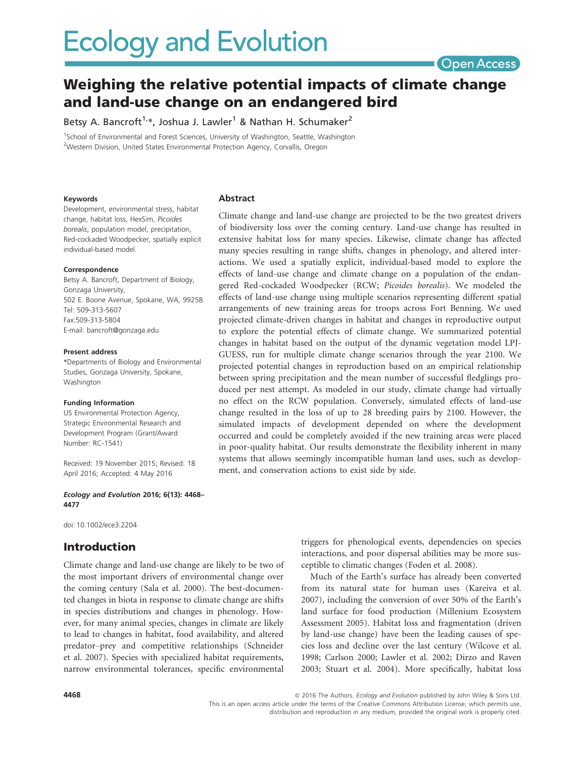# Weighing the relative potential impacts of climate change and land-use change on an endangered bird

Betsy A. Bancroft[1,*], Joshua J. Lawler[1] & Nathan H. Schumaker[2]

[1]School of Environmental and Forest Sciences, University of Washington, Seattle, Washington

[2]Western Division, United States Environmental Protection Agency, Corvallis, Oregon

**Keywords**

Development, environmental stress, habitat change, habitat loss, HexSim, *Picoides borealis*, population model, precipitation, Red-cockaded Woodpecker, spatially explicit individual-based model.

**Correspondence**

Betsy A. Bancroft, Department of Biology, Gonzaga University, 502 E. Boone Avenue, Spokane, WA, 99258. Tel: 509-313-5607 Fax:509-313-5804 E-mail: bancroft@gonzaga.edu

**Present address**

*Departments of Biology and Environmental Studies, Gonzaga University, Spokane, Washington

**Funding Information**

US Environmental Protection Agency, Strategic Environmental Research and Development Program (Grant/Award Number: RC-1541)

Received: 19 November 2015; Revised: 18 April 2016; Accepted: 4 May 2016

***Ecology and Evolution* 2016; 6(13): 4468–4477**

doi: 10.1002/ece3.2204

## Abstract

Climate change and land-use change are projected to be the two greatest drivers of biodiversity loss over the coming century. Land-use change has resulted in extensive habitat loss for many species. Likewise, climate change has affected many species resulting in range shifts, changes in phenology, and altered interactions. We used a spatially explicit, individual-based model to explore the effects of land-use change and climate change on a population of the endangered Red-cockaded Woodpecker (RCW; *Picoides borealis*). We modeled the effects of land-use change using multiple scenarios representing different spatial arrangements of new training areas for troops across Fort Benning. We used projected climate-driven changes in habitat and changes in reproductive output to explore the potential effects of climate change. We summarized potential changes in habitat based on the output of the dynamic vegetation model LPJ-GUESS, run for multiple climate change scenarios through the year 2100. We projected potential changes in reproduction based on an empirical relationship between spring precipitation and the mean number of successful fledglings produced per nest attempt. As modeled in our study, climate change had virtually no effect on the RCW population. Conversely, simulated effects of land-use change resulted in the loss of up to 28 breeding pairs by 2100. However, the simulated impacts of development depended on where the development occurred and could be completely avoided if the new training areas were placed in poor-quality habitat. Our results demonstrate the flexibility inherent in many systems that allows seemingly incompatible human land uses, such as development, and conservation actions to exist side by side.

## Introduction

Climate change and land-use change are likely to be two of the most important drivers of environmental change over the coming century (Sala et al. 2000). The best-documented changes in biota in response to climate change are shifts in species distributions and changes in phenology. However, for many animal species, changes in climate are likely to lead to changes in habitat, food availability, and altered predator–prey and competitive relationships (Schneider et al. 2007). Species with specialized habitat requirements, narrow environmental tolerances, specific environmental triggers for phenological events, dependencies on species interactions, and poor dispersal abilities may be more susceptible to climatic changes (Foden et al. 2008).

Much of the Earth's surface has already been converted from its natural state for human uses (Kareiva et al. 2007), including the conversion of over 50% of the Earth's land surface for food production (Millenium Ecosystem Assessment 2005). Habitat loss and fragmentation (driven by land-use change) have been the leading causes of species loss and decline over the last century (Wilcove et al. 1998; Carlson 2000; Lawler et al. 2002; Dirzo and Raven 2003; Stuart et al. 2004). More specifically, habitat loss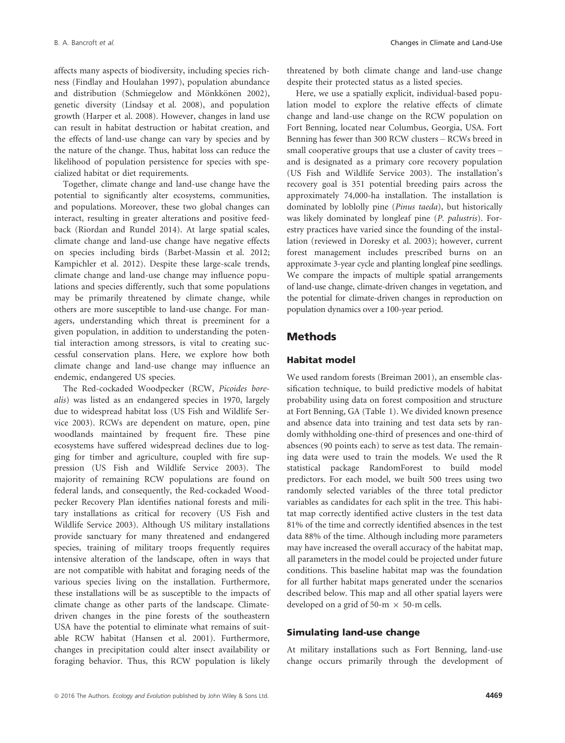affects many aspects of biodiversity, including species richness (Findlay and Houlahan 1997), population abundance and distribution (Schmiegelow and Mönkkönen 2002), genetic diversity (Lindsay et al. 2008), and population growth (Harper et al. 2008). However, changes in land use can result in habitat destruction or habitat creation, and the effects of land-use change can vary by species and by the nature of the change. Thus, habitat loss can reduce the likelihood of population persistence for species with specialized habitat or diet requirements.

Together, climate change and land-use change have the potential to significantly alter ecosystems, communities, and populations. Moreover, these two global changes can interact, resulting in greater alterations and positive feedback (Riordan and Rundel 2014). At large spatial scales, climate change and land-use change have negative effects on species including birds (Barbet-Massin et al. 2012; Kampichler et al. 2012). Despite these large-scale trends, climate change and land-use change may influence populations and species differently, such that some populations may be primarily threatened by climate change, while others are more susceptible to land-use change. For managers, understanding which threat is preeminent for a given population, in addition to understanding the potential interaction among stressors, is vital to creating successful conservation plans. Here, we explore how both climate change and land-use change may influence an endemic, endangered US species.

The Red-cockaded Woodpecker (RCW, *Picoides borealis*) was listed as an endangered species in 1970, largely due to widespread habitat loss (US Fish and Wildlife Service 2003). RCWs are dependent on mature, open, pine woodlands maintained by frequent fire. These pine ecosystems have suffered widespread declines due to logging for timber and agriculture, coupled with fire suppression (US Fish and Wildlife Service 2003). The majority of remaining RCW populations are found on federal lands, and consequently, the Red-cockaded Woodpecker Recovery Plan identifies national forests and military installations as critical for recovery (US Fish and Wildlife Service 2003). Although US military installations provide sanctuary for many threatened and endangered species, training of military troops frequently requires intensive alteration of the landscape, often in ways that are not compatible with habitat and foraging needs of the various species living on the installation. Furthermore, these installations will be as susceptible to the impacts of climate change as other parts of the landscape. Climate-driven changes in the pine forests of the southeastern USA have the potential to eliminate what remains of suitable RCW habitat (Hansen et al. 2001). Furthermore, changes in precipitation could alter insect availability or foraging behavior. Thus, this RCW population is likely threatened by both climate change and land-use change despite their protected status as a listed species.

Here, we use a spatially explicit, individual-based population model to explore the relative effects of climate change and land-use change on the RCW population on Fort Benning, located near Columbus, Georgia, USA. Fort Benning has fewer than 300 RCW clusters – RCWs breed in small cooperative groups that use a cluster of cavity trees – and is designated as a primary core recovery population (US Fish and Wildlife Service 2003). The installation's recovery goal is 351 potential breeding pairs across the approximately 74,000-ha installation. The installation is dominated by loblolly pine (*Pinus taeda*), but historically was likely dominated by longleaf pine (*P. palustris*). Forestry practices have varied since the founding of the installation (reviewed in Doresky et al. 2003); however, current forest management includes prescribed burns on an approximate 3-year cycle and planting longleaf pine seedlings. We compare the impacts of multiple spatial arrangements of land-use change, climate-driven changes in vegetation, and the potential for climate-driven changes in reproduction on population dynamics over a 100-year period.

## Methods

### Habitat model

We used random forests (Breiman 2001), an ensemble classification technique, to build predictive models of habitat probability using data on forest composition and structure at Fort Benning, GA (Table 1). We divided known presence and absence data into training and test data sets by randomly withholding one-third of presences and one-third of absences (90 points each) to serve as test data. The remaining data were used to train the models. We used the R statistical package RandomForest to build model predictors. For each model, we built 500 trees using two randomly selected variables of the three total predictor variables as candidates for each split in the tree. This habitat map correctly identified active clusters in the test data 81% of the time and correctly identified absences in the test data 88% of the time. Although including more parameters may have increased the overall accuracy of the habitat map, all parameters in the model could be projected under future conditions. This baseline habitat map was the foundation for all further habitat maps generated under the scenarios described below. This map and all other spatial layers were developed on a grid of 50-m $\times$ 50-m cells.

### Simulating land-use change

At military installations such as Fort Benning, land-use change occurs primarily through the development of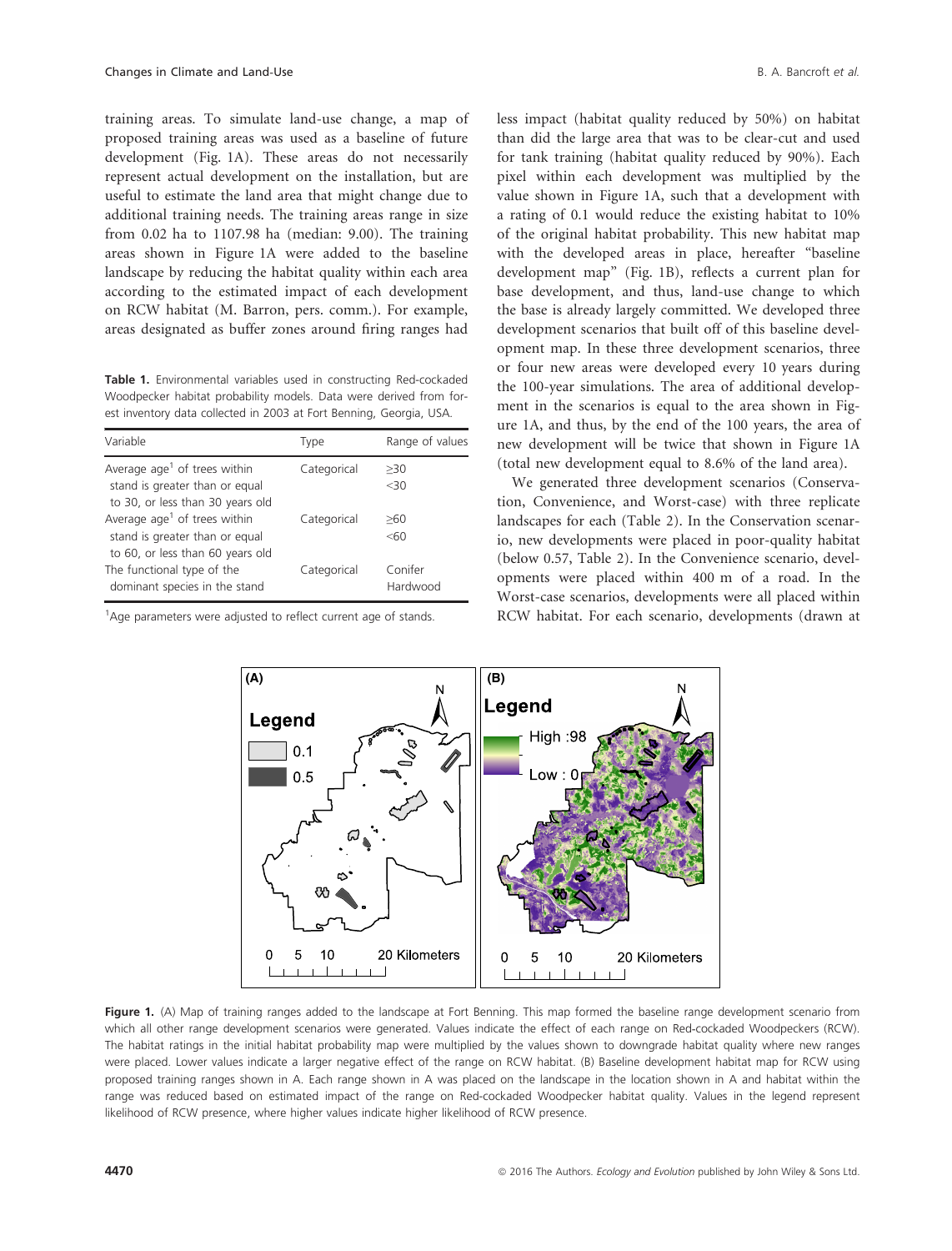training areas. To simulate land-use change, a map of proposed training areas was used as a baseline of future development (Fig. 1A). These areas do not necessarily represent actual development on the installation, but are useful to estimate the land area that might change due to additional training needs. The training areas range in size from 0.02 ha to 1107.98 ha (median: 9.00). The training areas shown in Figure 1A were added to the baseline landscape by reducing the habitat quality within each area according to the estimated impact of each development on RCW habitat (M. Barron, pers. comm.). For example, areas designated as buffer zones around firing ranges had less impact (habitat quality reduced by 50%) on habitat than did the large area that was to be clear-cut and used for tank training (habitat quality reduced by 90%). Each pixel within each development was multiplied by the value shown in Figure 1A, such that a development with a rating of 0.1 would reduce the existing habitat to 10% of the original habitat probability. This new habitat map with the developed areas in place, hereafter "baseline development map" (Fig. 1B), reflects a current plan for base development, and thus, land-use change to which the base is already largely committed. We developed three development scenarios that built off of this baseline development map. In these three development scenarios, three or four new areas were developed every 10 years during the 100-year simulations. The area of additional development in the scenarios is equal to the area shown in Figure 1A, and thus, by the end of the 100 years, the area of new development will be twice that shown in Figure 1A (total new development equal to 8.6% of the land area).

We generated three development scenarios (Conservation, Convenience, and Worst-case) with three replicate landscapes for each (Table 2). In the Conservation scenario, new developments were placed in poor-quality habitat (below 0.57, Table 2). In the Convenience scenario, developments were placed within 400 m of a road. In the Worst-case scenarios, developments were all placed within RCW habitat. For each scenario, developments (drawn at

**Table 1.** Environmental variables used in constructing Red-cockaded Woodpecker habitat probability models. Data were derived from forest inventory data collected in 2003 at Fort Benning, Georgia, USA.

| Variable | Type | Range of values |
|---|---|---|
| Average age[1] of trees within stand is greater than or equal to 30, or less than 30 years old | Categorical | ≥30<br><30 |
| Average age[1] of trees within stand is greater than or equal to 60, or less than 60 years old | Categorical | ≥60<br><60 |
| The functional type of the dominant species in the stand | Categorical | Conifer<br>Hardwood |

[1]Age parameters were adjusted to reflect current age of stands.

**Figure 1.** (A) Map of training ranges added to the landscape at Fort Benning. This map formed the baseline range development scenario from which all other range development scenarios were generated. Values indicate the effect of each range on Red-cockaded Woodpeckers (RCW). The habitat ratings in the initial habitat probability map were multiplied by the values shown to downgrade habitat quality where new ranges were placed. Lower values indicate a larger negative effect of the range on RCW habitat. (B) Baseline development habitat map for RCW using proposed training ranges shown in A. Each range shown in A was placed on the landscape in the location shown in A and habitat within the range was reduced based on estimated impact of the range on Red-cockaded Woodpecker habitat quality. Values in the legend represent likelihood of RCW presence, where higher values indicate higher likelihood of RCW presence.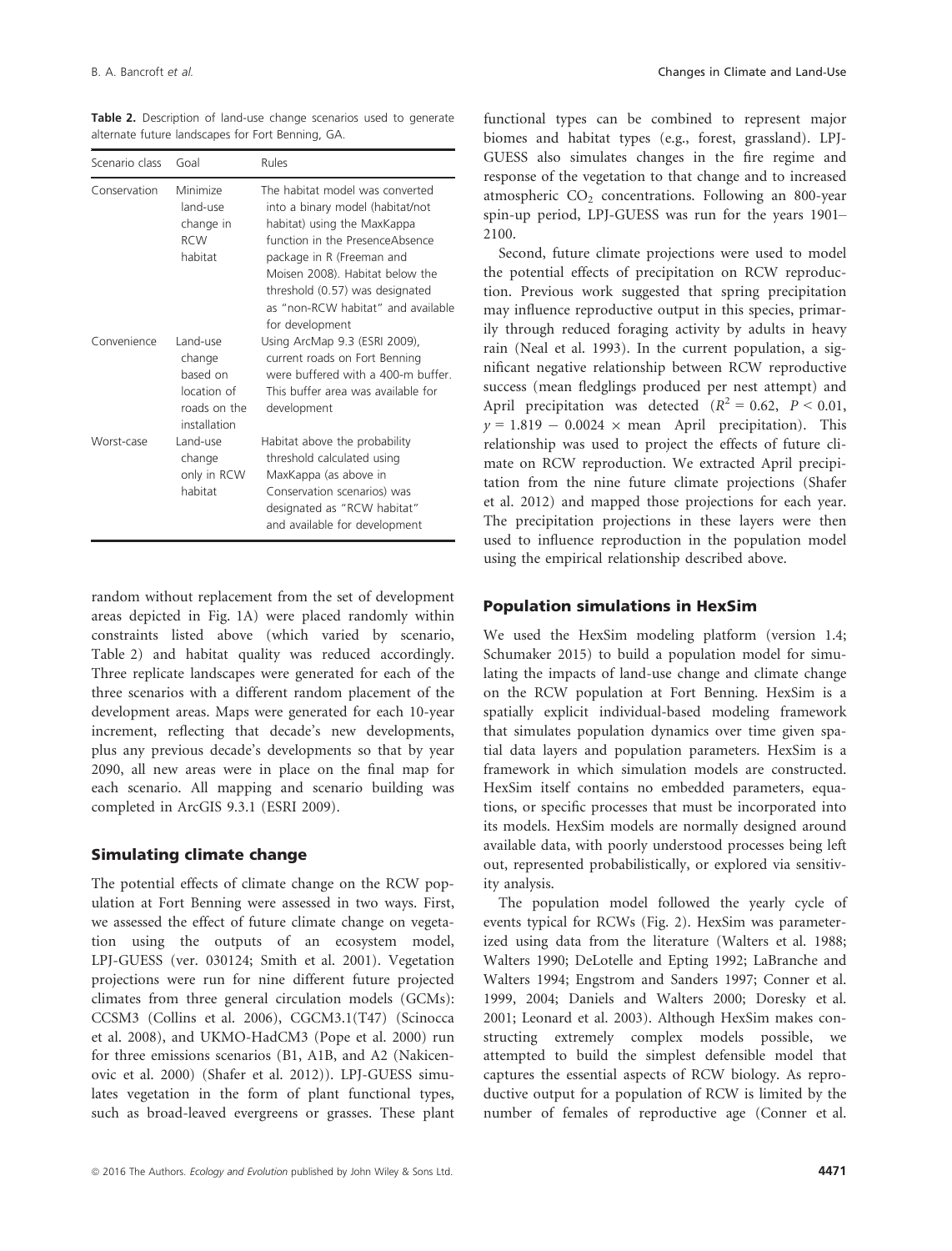**Table 2.** Description of land-use change scenarios used to generate alternate future landscapes for Fort Benning, GA.

| Scenario class | Goal | Rules |
|---|---|---|
| Conservation | Minimize land-use change in RCW habitat | The habitat model was converted into a binary model (habitat/not habitat) using the MaxKappa function in the PresenceAbsence package in R (Freeman and Moisen 2008). Habitat below the threshold (0.57) was designated as "non-RCW habitat" and available for development |
| Convenience | Land-use change based on location of roads on the installation | Using ArcMap 9.3 (ESRI 2009), current roads on Fort Benning were buffered with a 400-m buffer. This buffer area was available for development |
| Worst-case | Land-use change only in RCW habitat | Habitat above the probability threshold calculated using MaxKappa (as above in Conservation scenarios) was designated as "RCW habitat" and available for development |

random without replacement from the set of development areas depicted in Fig. 1A) were placed randomly within constraints listed above (which varied by scenario, Table 2) and habitat quality was reduced accordingly. Three replicate landscapes were generated for each of the three scenarios with a different random placement of the development areas. Maps were generated for each 10-year increment, reflecting that decade's new developments, plus any previous decade's developments so that by year 2090, all new areas were in place on the final map for each scenario. All mapping and scenario building was completed in ArcGIS 9.3.1 (ESRI 2009).

### Simulating climate change

The potential effects of climate change on the RCW population at Fort Benning were assessed in two ways. First, we assessed the effect of future climate change on vegetation using the outputs of an ecosystem model, LPJ-GUESS (ver. 030124; Smith et al. 2001). Vegetation projections were run for nine different future projected climates from three general circulation models (GCMs): CCSM3 (Collins et al. 2006), CGCM3.1(T47) (Scinocca et al. 2008), and UKMO-HadCM3 (Pope et al. 2000) run for three emissions scenarios (B1, A1B, and A2 (Nakicenovic et al. 2000) (Shafer et al. 2012)). LPJ-GUESS simulates vegetation in the form of plant functional types, such as broad-leaved evergreens or grasses. These plant functional types can be combined to represent major biomes and habitat types (e.g., forest, grassland). LPJ-GUESS also simulates changes in the fire regime and response of the vegetation to that change and to increased atmospheric $CO_2$ concentrations. Following an 800-year spin-up period, LPJ-GUESS was run for the years 1901–2100.

Second, future climate projections were used to model the potential effects of precipitation on RCW reproduction. Previous work suggested that spring precipitation may influence reproductive output in this species, primarily through reduced foraging activity by adults in heavy rain (Neal et al. 1993). In the current population, a significant negative relationship between RCW reproductive success (mean fledglings produced per nest attempt) and April precipitation was detected ($R^2 = 0.62$, $P < 0.01$, $y = 1.819 - 0.0024 \times$ mean April precipitation). This relationship was used to project the effects of future climate on RCW reproduction. We extracted April precipitation from the nine future climate projections (Shafer et al. 2012) and mapped those projections for each year. The precipitation projections in these layers were then used to influence reproduction in the population model using the empirical relationship described above.

### Population simulations in HexSim

We used the HexSim modeling platform (version 1.4; Schumaker 2015) to build a population model for simulating the impacts of land-use change and climate change on the RCW population at Fort Benning. HexSim is a spatially explicit individual-based modeling framework that simulates population dynamics over time given spatial data layers and population parameters. HexSim is a framework in which simulation models are constructed. HexSim itself contains no embedded parameters, equations, or specific processes that must be incorporated into its models. HexSim models are normally designed around available data, with poorly understood processes being left out, represented probabilistically, or explored via sensitivity analysis.

The population model followed the yearly cycle of events typical for RCWs (Fig. 2). HexSim was parameterized using data from the literature (Walters et al. 1988; Walters 1990; DeLotelle and Epting 1992; LaBranche and Walters 1994; Engstrom and Sanders 1997; Conner et al. 1999, 2004; Daniels and Walters 2000; Doresky et al. 2001; Leonard et al. 2003). Although HexSim makes constructing extremely complex models possible, we attempted to build the simplest defensible model that captures the essential aspects of RCW biology. As reproductive output for a population of RCW is limited by the number of females of reproductive age (Conner et al.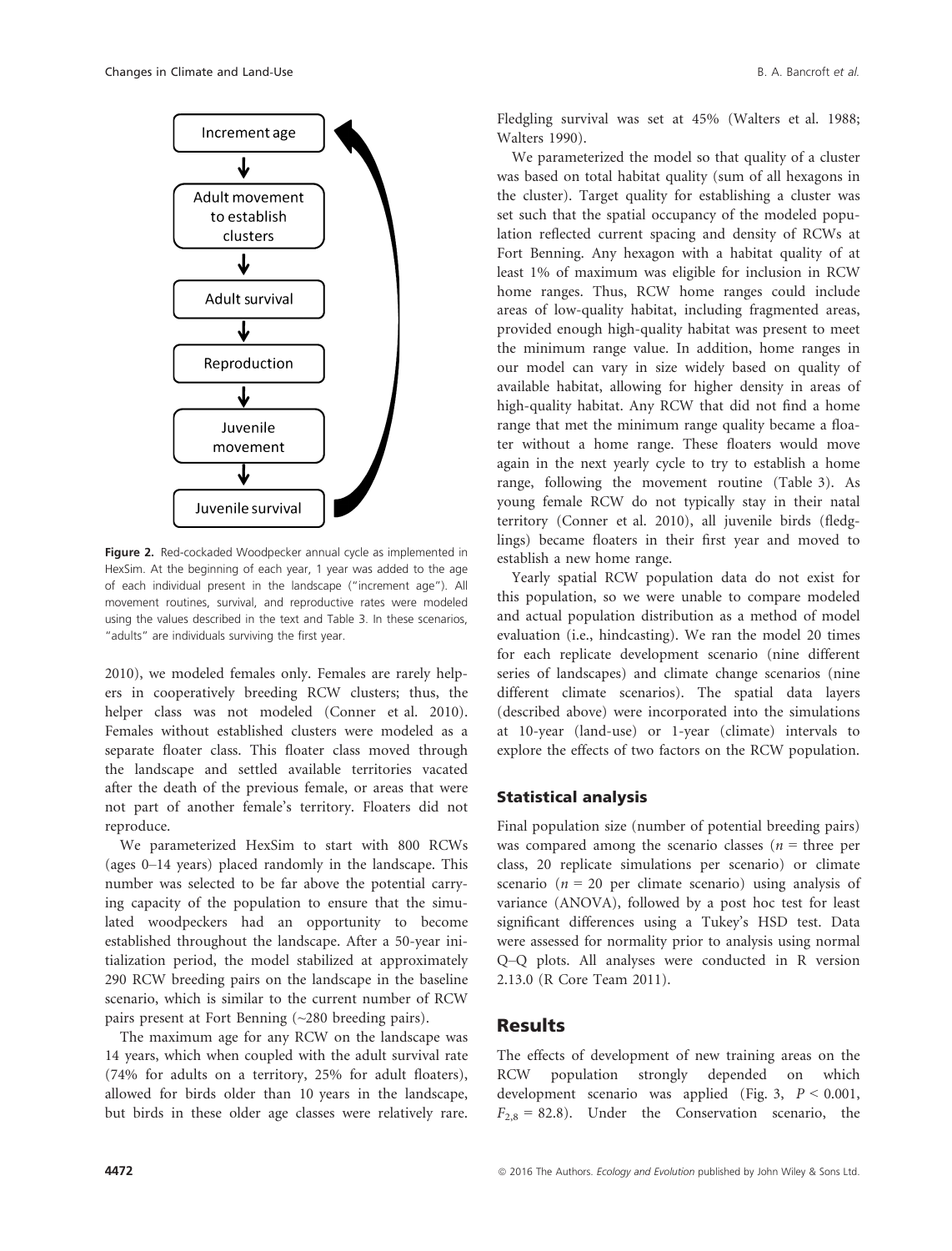Increment age

Adult movement to establish clusters

Adult survival

Reproduction

Juvenile movement

Juvenile survival

**Figure 2.** Red-cockaded Woodpecker annual cycle as implemented in HexSim. At the beginning of each year, 1 year was added to the age of each individual present in the landscape ("increment age"). All movement routines, survival, and reproductive rates were modeled using the values described in the text and Table 3. In these scenarios, "adults" are individuals surviving the first year.

2010), we modeled females only. Females are rarely helpers in cooperatively breeding RCW clusters; thus, the helper class was not modeled (Conner et al. 2010). Females without established clusters were modeled as a separate floater class. This floater class moved through the landscape and settled available territories vacated after the death of the previous female, or areas that were not part of another female's territory. Floaters did not reproduce.

We parameterized HexSim to start with 800 RCWs (ages 0–14 years) placed randomly in the landscape. This number was selected to be far above the potential carrying capacity of the population to ensure that the simulated woodpeckers had an opportunity to become established throughout the landscape. After a 50-year initialization period, the model stabilized at approximately 290 RCW breeding pairs on the landscape in the baseline scenario, which is similar to the current number of RCW pairs present at Fort Benning (~280 breeding pairs).

The maximum age for any RCW on the landscape was 14 years, which when coupled with the adult survival rate (74% for adults on a territory, 25% for adult floaters), allowed for birds older than 10 years in the landscape, but birds in these older age classes were relatively rare. Fledgling survival was set at 45% (Walters et al. 1988; Walters 1990).

We parameterized the model so that quality of a cluster was based on total habitat quality (sum of all hexagons in the cluster). Target quality for establishing a cluster was set such that the spatial occupancy of the modeled population reflected current spacing and density of RCWs at Fort Benning. Any hexagon with a habitat quality of at least 1% of maximum was eligible for inclusion in RCW home ranges. Thus, RCW home ranges could include areas of low-quality habitat, including fragmented areas, provided enough high-quality habitat was present to meet the minimum range value. In addition, home ranges in our model can vary in size widely based on quality of available habitat, allowing for higher density in areas of high-quality habitat. Any RCW that did not find a home range that met the minimum range quality became a floater without a home range. These floaters would move again in the next yearly cycle to try to establish a home range, following the movement routine (Table 3). As young female RCW do not typically stay in their natal territory (Conner et al. 2010), all juvenile birds (fledglings) became floaters in their first year and moved to establish a new home range.

Yearly spatial RCW population data do not exist for this population, so we were unable to compare modeled and actual population distribution as a method of model evaluation (i.e., hindcasting). We ran the model 20 times for each replicate development scenario (nine different series of landscapes) and climate change scenarios (nine different climate scenarios). The spatial data layers (described above) were incorporated into the simulations at 10-year (land-use) or 1-year (climate) intervals to explore the effects of two factors on the RCW population.

### Statistical analysis

Final population size (number of potential breeding pairs) was compared among the scenario classes ($n$ = three per class, 20 replicate simulations per scenario) or climate scenario ($n = 20$ per climate scenario) using analysis of variance (ANOVA), followed by a post hoc test for least significant differences using a Tukey's HSD test. Data were assessed for normality prior to analysis using normal Q–Q plots. All analyses were conducted in R version 2.13.0 (R Core Team 2011).

## Results

The effects of development of new training areas on the RCW population strongly depended on which development scenario was applied (Fig. 3, $P < 0.001$, $F_{2,8} = 82.8$). Under the Conservation scenario, the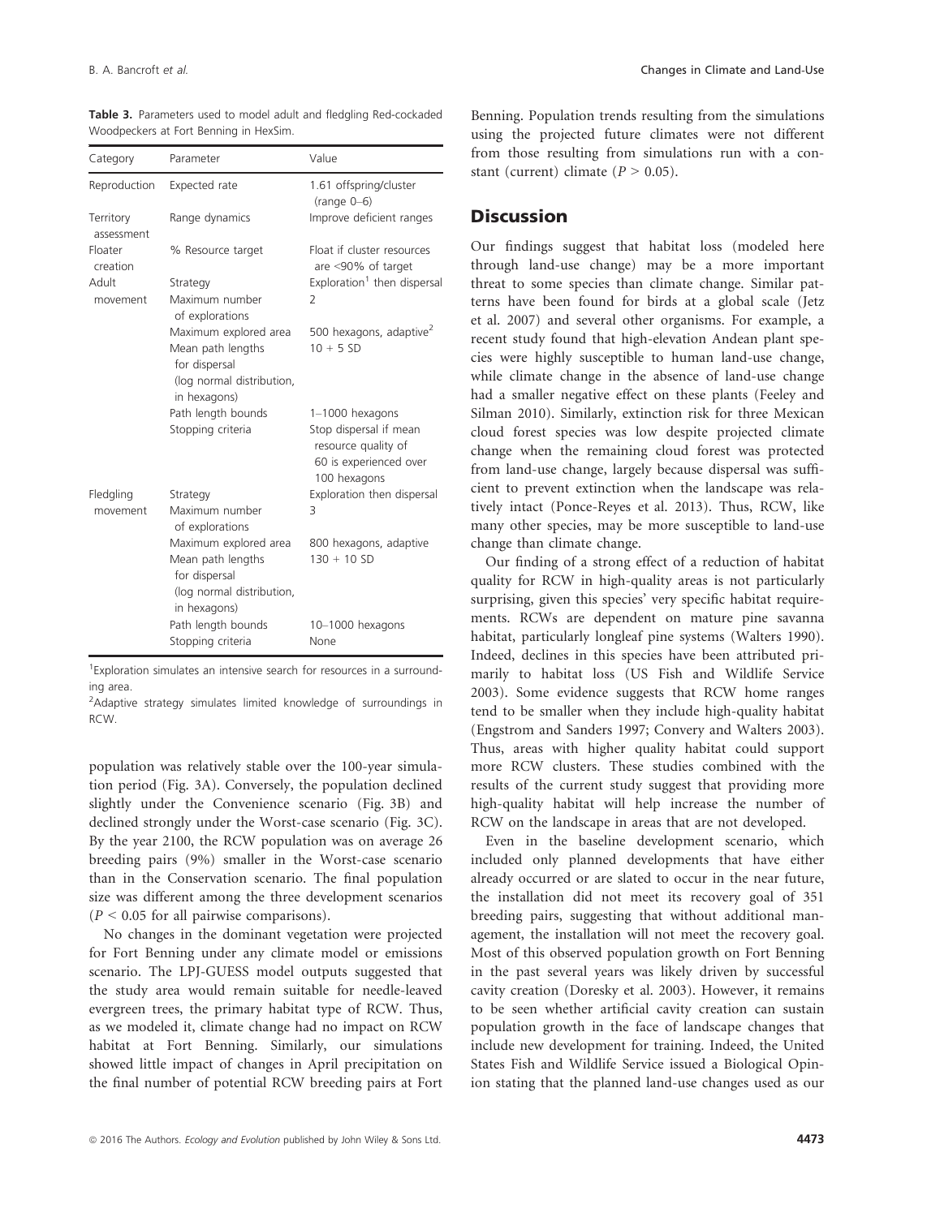**Table 3.** Parameters used to model adult and fledgling Red-cockaded Woodpeckers at Fort Benning in HexSim.

| Category | Parameter | Value |
|---|---|---|
| Reproduction | Expected rate | 1.61 offspring/cluster (range 0–6) |
| Territory assessment | Range dynamics | Improve deficient ranges |
| Floater creation | % Resource target | Float if cluster resources are <90% of target |
| Adult movement | Strategy | Exploration[1] then dispersal |
| | Maximum number of explorations | 2 |
| | Maximum explored area | 500 hexagons, adaptive[2] |
| | Mean path lengths for dispersal (log normal distribution, in hexagons) | 10 + 5 SD |
| | Path length bounds | 1–1000 hexagons |
| | Stopping criteria | Stop dispersal if mean resource quality of 60 is experienced over 100 hexagons |
| Fledgling movement | Strategy | Exploration then dispersal |
| | Maximum number of explorations | 3 |
| | Maximum explored area | 800 hexagons, adaptive |
| | Mean path lengths for dispersal (log normal distribution, in hexagons) | 130 + 10 SD |
| | Path length bounds | 10–1000 hexagons |
| | Stopping criteria | None |

[1]Exploration simulates an intensive search for resources in a surrounding area.

[2]Adaptive strategy simulates limited knowledge of surroundings in RCW.

population was relatively stable over the 100-year simulation period (Fig. 3A). Conversely, the population declined slightly under the Convenience scenario (Fig. 3B) and declined strongly under the Worst-case scenario (Fig. 3C). By the year 2100, the RCW population was on average 26 breeding pairs (9%) smaller in the Worst-case scenario than in the Conservation scenario. The final population size was different among the three development scenarios ($P < 0.05$ for all pairwise comparisons).

No changes in the dominant vegetation were projected for Fort Benning under any climate model or emissions scenario. The LPJ-GUESS model outputs suggested that the study area would remain suitable for needle-leaved evergreen trees, the primary habitat type of RCW. Thus, as we modeled it, climate change had no impact on RCW habitat at Fort Benning. Similarly, our simulations showed little impact of changes in April precipitation on the final number of potential RCW breeding pairs at Fort Benning. Population trends resulting from the simulations using the projected future climates were not different from those resulting from simulations run with a constant (current) climate ($P > 0.05$).

## Discussion

Our findings suggest that habitat loss (modeled here through land-use change) may be a more important threat to some species than climate change. Similar patterns have been found for birds at a global scale (Jetz et al. 2007) and several other organisms. For example, a recent study found that high-elevation Andean plant species were highly susceptible to human land-use change, while climate change in the absence of land-use change had a smaller negative effect on these plants (Feeley and Silman 2010). Similarly, extinction risk for three Mexican cloud forest species was low despite projected climate change when the remaining cloud forest was protected from land-use change, largely because dispersal was sufficient to prevent extinction when the landscape was relatively intact (Ponce-Reyes et al. 2013). Thus, RCW, like many other species, may be more susceptible to land-use change than climate change.

Our finding of a strong effect of a reduction of habitat quality for RCW in high-quality areas is not particularly surprising, given this species' very specific habitat requirements. RCWs are dependent on mature pine savanna habitat, particularly longleaf pine systems (Walters 1990). Indeed, declines in this species have been attributed primarily to habitat loss (US Fish and Wildlife Service 2003). Some evidence suggests that RCW home ranges tend to be smaller when they include high-quality habitat (Engstrom and Sanders 1997; Convery and Walters 2003). Thus, areas with higher quality habitat could support more RCW clusters. These studies combined with the results of the current study suggest that providing more high-quality habitat will help increase the number of RCW on the landscape in areas that are not developed.

Even in the baseline development scenario, which included only planned developments that have either already occurred or are slated to occur in the near future, the installation did not meet its recovery goal of 351 breeding pairs, suggesting that without additional management, the installation will not meet the recovery goal. Most of this observed population growth on Fort Benning in the past several years was likely driven by successful cavity creation (Doresky et al. 2003). However, it remains to be seen whether artificial cavity creation can sustain population growth in the face of landscape changes that include new development for training. Indeed, the United States Fish and Wildlife Service issued a Biological Opinion stating that the planned land-use changes used as our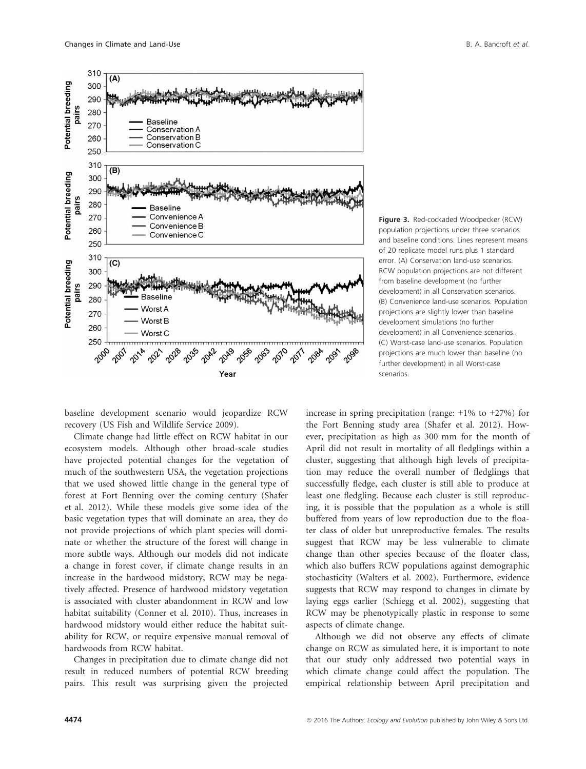Figure 3. Red-cockaded Woodpecker (RCW) population projections under three scenarios and baseline conditions. Lines represent means of 20 replicate model runs plus 1 standard error. (A) Conservation land-use scenarios. RCW population projections are not different from baseline development (no further development) in all Conservation scenarios. (B) Convenience land-use scenarios. Population projections are slightly lower than baseline development simulations (no further development) in all Convenience scenarios. (C) Worst-case land-use scenarios. Population projections are much lower than baseline (no further development) in all Worst-case scenarios.

baseline development scenario would jeopardize RCW recovery (US Fish and Wildlife Service 2009).

Climate change had little effect on RCW habitat in our ecosystem models. Although other broad-scale studies have projected potential changes for the vegetation of much of the southwestern USA, the vegetation projections that we used showed little change in the general type of forest at Fort Benning over the coming century (Shafer et al. 2012). While these models give some idea of the basic vegetation types that will dominate an area, they do not provide projections of which plant species will dominate or whether the structure of the forest will change in more subtle ways. Although our models did not indicate a change in forest cover, if climate change results in an increase in the hardwood midstory, RCW may be negatively affected. Presence of hardwood midstory vegetation is associated with cluster abandonment in RCW and low habitat suitability (Conner et al. 2010). Thus, increases in hardwood midstory would either reduce the habitat suitability for RCW, or require expensive manual removal of hardwoods from RCW habitat.

Changes in precipitation due to climate change did not result in reduced numbers of potential RCW breeding pairs. This result was surprising given the projected increase in spring precipitation (range: +1% to +27%) for the Fort Benning study area (Shafer et al. 2012). However, precipitation as high as 300 mm for the month of April did not result in mortality of all fledglings within a cluster, suggesting that although high levels of precipitation may reduce the overall number of fledglings that successfully fledge, each cluster is still able to produce at least one fledgling. Because each cluster is still reproducing, it is possible that the population as a whole is still buffered from years of low reproduction due to the floater class of older but unreproductive females. The results suggest that RCW may be less vulnerable to climate change than other species because of the floater class, which also buffers RCW populations against demographic stochasticity (Walters et al. 2002). Furthermore, evidence suggests that RCW may respond to changes in climate by laying eggs earlier (Schiegg et al. 2002), suggesting that RCW may be phenotypically plastic in response to some aspects of climate change.

Although we did not observe any effects of climate change on RCW as simulated here, it is important to note that our study only addressed two potential ways in which climate change could affect the population. The empirical relationship between April precipitation and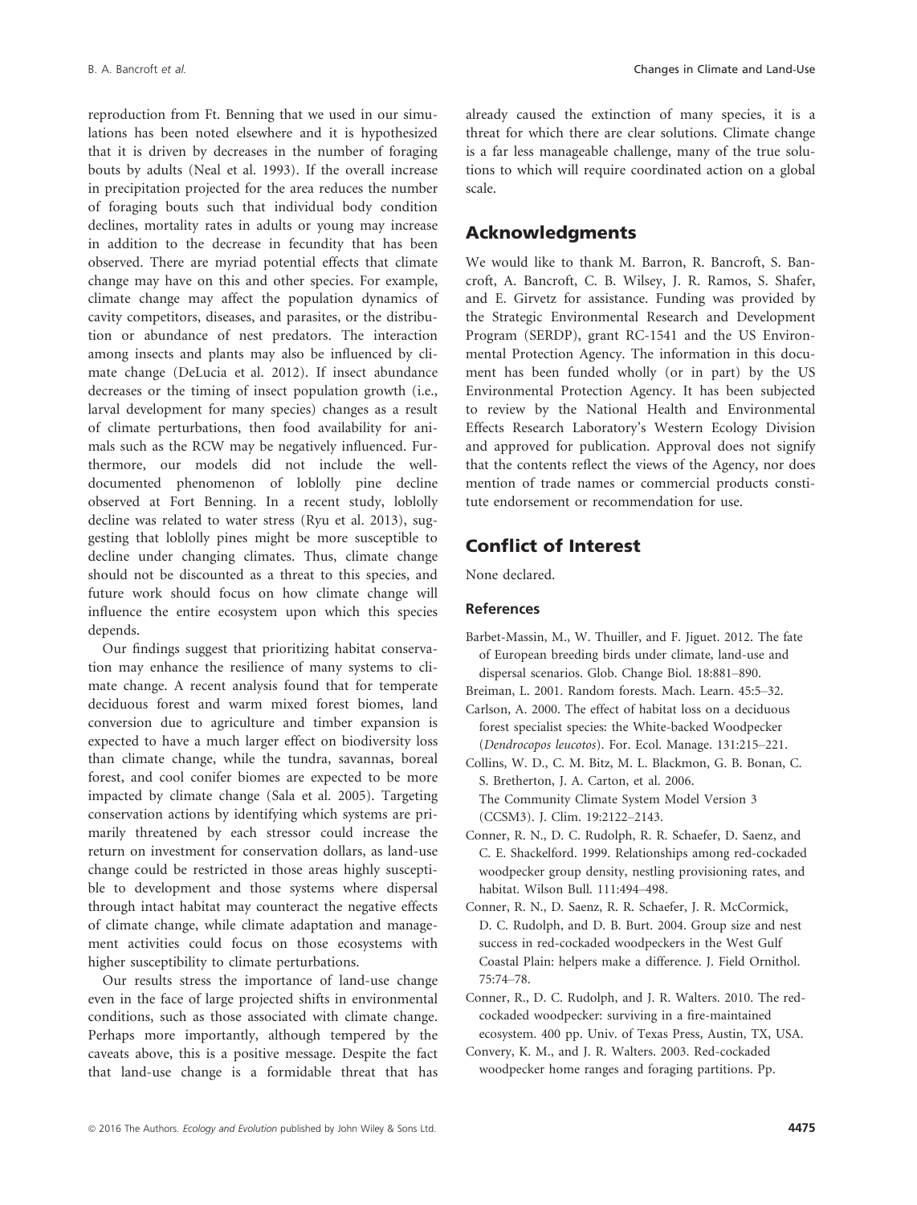reproduction from Ft. Benning that we used in our simulations has been noted elsewhere and it is hypothesized that it is driven by decreases in the number of foraging bouts by adults (Neal et al. 1993). If the overall increase in precipitation projected for the area reduces the number of foraging bouts such that individual body condition declines, mortality rates in adults or young may increase in addition to the decrease in fecundity that has been observed. There are myriad potential effects that climate change may have on this and other species. For example, climate change may affect the population dynamics of cavity competitors, diseases, and parasites, or the distribution or abundance of nest predators. The interaction among insects and plants may also be influenced by climate change (DeLucia et al. 2012). If insect abundance decreases or the timing of insect population growth (i.e., larval development for many species) changes as a result of climate perturbations, then food availability for animals such as the RCW may be negatively influenced. Furthermore, our models did not include the well-documented phenomenon of loblolly pine decline observed at Fort Benning. In a recent study, loblolly decline was related to water stress (Ryu et al. 2013), suggesting that loblolly pines might be more susceptible to decline under changing climates. Thus, climate change should not be discounted as a threat to this species, and future work should focus on how climate change will influence the entire ecosystem upon which this species depends.

Our findings suggest that prioritizing habitat conservation may enhance the resilience of many systems to climate change. A recent analysis found that for temperate deciduous forest and warm mixed forest biomes, land conversion due to agriculture and timber expansion is expected to have a much larger effect on biodiversity loss than climate change, while the tundra, savannas, boreal forest, and cool conifer biomes are expected to be more impacted by climate change (Sala et al. 2005). Targeting conservation actions by identifying which systems are primarily threatened by each stressor could increase the return on investment for conservation dollars, as land-use change could be restricted in those areas highly susceptible to development and those systems where dispersal through intact habitat may counteract the negative effects of climate change, while climate adaptation and management activities could focus on those ecosystems with higher susceptibility to climate perturbations.

Our results stress the importance of land-use change even in the face of large projected shifts in environmental conditions, such as those associated with climate change. Perhaps more importantly, although tempered by the caveats above, this is a positive message. Despite the fact that land-use change is a formidable threat that has already caused the extinction of many species, it is a threat for which there are clear solutions. Climate change is a far less manageable challenge, many of the true solutions to which will require coordinated action on a global scale.

## Acknowledgments

We would like to thank M. Barron, R. Bancroft, S. Bancroft, A. Bancroft, C. B. Wilsey, J. R. Ramos, S. Shafer, and E. Girvetz for assistance. Funding was provided by the Strategic Environmental Research and Development Program (SERDP), grant RC-1541 and the US Environmental Protection Agency. The information in this document has been funded wholly (or in part) by the US Environmental Protection Agency. It has been subjected to review by the National Health and Environmental Effects Research Laboratory's Western Ecology Division and approved for publication. Approval does not signify that the contents reflect the views of the Agency, nor does mention of trade names or commercial products constitute endorsement or recommendation for use.

## Conflict of Interest

None declared.

### References

Barbet-Massin, M., W. Thuiller, and F. Jiguet. 2012. The fate of European breeding birds under climate, land-use and dispersal scenarios. Glob. Change Biol. 18:881–890.

Breiman, L. 2001. Random forests. Mach. Learn. 45:5–32.

Carlson, A. 2000. The effect of habitat loss on a deciduous forest specialist species: the White-backed Woodpecker (*Dendrocopos leucotos*). For. Ecol. Manage. 131:215–221.

Collins, W. D., C. M. Bitz, M. L. Blackmon, G. B. Bonan, C. S. Bretherton, J. A. Carton, et al. 2006. The Community Climate System Model Version 3 (CCSM3). J. Clim. 19:2122–2143.

Conner, R. N., D. C. Rudolph, R. R. Schaefer, D. Saenz, and C. E. Shackelford. 1999. Relationships among red-cockaded woodpecker group density, nestling provisioning rates, and habitat. Wilson Bull. 111:494–498.

Conner, R. N., D. Saenz, R. R. Schaefer, J. R. McCormick, D. C. Rudolph, and D. B. Burt. 2004. Group size and nest success in red-cockaded woodpeckers in the West Gulf Coastal Plain: helpers make a difference. J. Field Ornithol. 75:74–78.

Conner, R., D. C. Rudolph, and J. R. Walters. 2010. The red-cockaded woodpecker: surviving in a fire-maintained ecosystem. 400 pp. Univ. of Texas Press, Austin, TX, USA.

Convery, K. M., and J. R. Walters. 2003. Red-cockaded woodpecker home ranges and foraging partitions. Pp.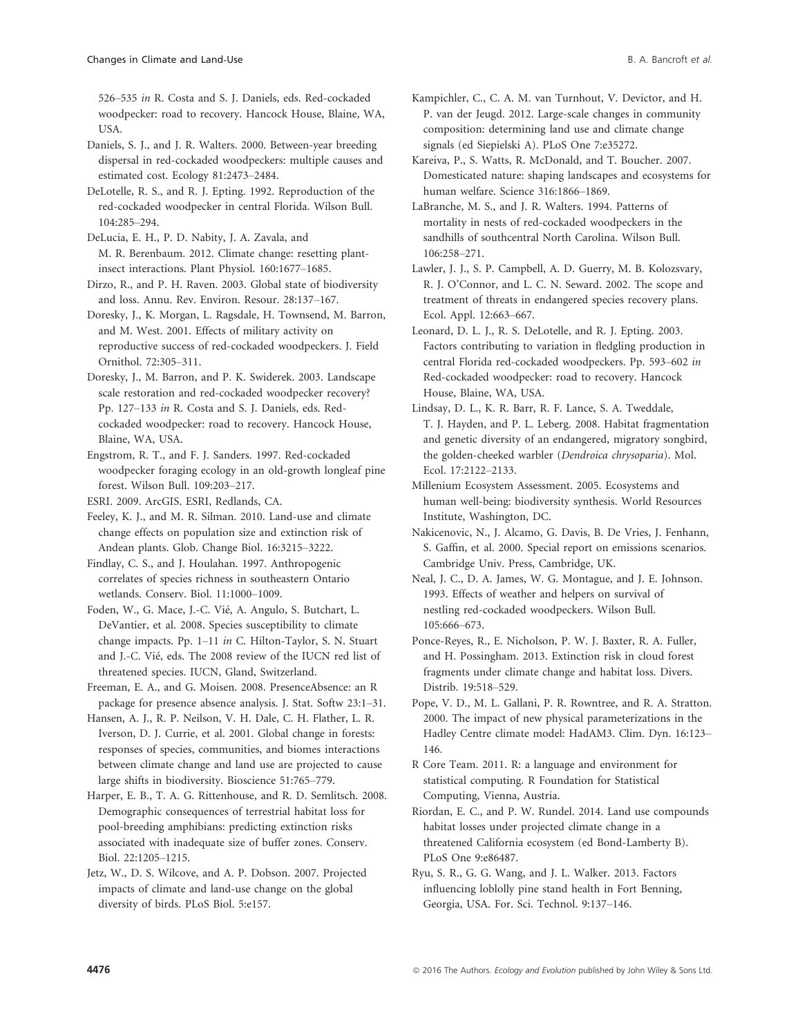526–535 *in* R. Costa and S. J. Daniels, eds. Red-cockaded woodpecker: road to recovery. Hancock House, Blaine, WA, USA.

Daniels, S. J., and J. R. Walters. 2000. Between-year breeding dispersal in red-cockaded woodpeckers: multiple causes and estimated cost. Ecology 81:2473–2484.

DeLotelle, R. S., and R. J. Epting. 1992. Reproduction of the red-cockaded woodpecker in central Florida. Wilson Bull. 104:285–294.

DeLucia, E. H., P. D. Nabity, J. A. Zavala, and M. R. Berenbaum. 2012. Climate change: resetting plant-insect interactions. Plant Physiol. 160:1677–1685.

Dirzo, R., and P. H. Raven. 2003. Global state of biodiversity and loss. Annu. Rev. Environ. Resour. 28:137–167.

Doresky, J., K. Morgan, L. Ragsdale, H. Townsend, M. Barron, and M. West. 2001. Effects of military activity on reproductive success of red-cockaded woodpeckers. J. Field Ornithol. 72:305–311.

Doresky, J., M. Barron, and P. K. Swiderek. 2003. Landscape scale restoration and red-cockaded woodpecker recovery? Pp. 127–133 *in* R. Costa and S. J. Daniels, eds. Red-cockaded woodpecker: road to recovery. Hancock House, Blaine, WA, USA.

Engstrom, R. T., and F. J. Sanders. 1997. Red-cockaded woodpecker foraging ecology in an old-growth longleaf pine forest. Wilson Bull. 109:203–217.

ESRI. 2009. ArcGIS. ESRI, Redlands, CA.

Feeley, K. J., and M. R. Silman. 2010. Land-use and climate change effects on population size and extinction risk of Andean plants. Glob. Change Biol. 16:3215–3222.

Findlay, C. S., and J. Houlahan. 1997. Anthropogenic correlates of species richness in southeastern Ontario wetlands. Conserv. Biol. 11:1000–1009.

Foden, W., G. Mace, J.-C. Vié, A. Angulo, S. Butchart, L. DeVantier, et al. 2008. Species susceptibility to climate change impacts. Pp. 1–11 *in* C. Hilton-Taylor, S. N. Stuart and J.-C. Vié, eds. The 2008 review of the IUCN red list of threatened species. IUCN, Gland, Switzerland.

Freeman, E. A., and G. Moisen. 2008. PresenceAbsence: an R package for presence absence analysis. J. Stat. Softw 23:1–31.

Hansen, A. J., R. P. Neilson, V. H. Dale, C. H. Flather, L. R. Iverson, D. J. Currie, et al. 2001. Global change in forests: responses of species, communities, and biomes interactions between climate change and land use are projected to cause large shifts in biodiversity. Bioscience 51:765–779.

Harper, E. B., T. A. G. Rittenhouse, and R. D. Semlitsch. 2008. Demographic consequences of terrestrial habitat loss for pool-breeding amphibians: predicting extinction risks associated with inadequate size of buffer zones. Conserv. Biol. 22:1205–1215.

Jetz, W., D. S. Wilcove, and A. P. Dobson. 2007. Projected impacts of climate and land-use change on the global diversity of birds. PLoS Biol. 5:e157.

Kampichler, C., C. A. M. van Turnhout, V. Devictor, and H. P. van der Jeugd. 2012. Large-scale changes in community composition: determining land use and climate change signals (ed Siepielski A). PLoS One 7:e35272.

Kareiva, P., S. Watts, R. McDonald, and T. Boucher. 2007. Domesticated nature: shaping landscapes and ecosystems for human welfare. Science 316:1866–1869.

LaBranche, M. S., and J. R. Walters. 1994. Patterns of mortality in nests of red-cockaded woodpeckers in the sandhills of southcentral North Carolina. Wilson Bull. 106:258–271.

Lawler, J. J., S. P. Campbell, A. D. Guerry, M. B. Kolozsvary, R. J. O'Connor, and L. C. N. Seward. 2002. The scope and treatment of threats in endangered species recovery plans. Ecol. Appl. 12:663–667.

Leonard, D. L. J., R. S. DeLotelle, and R. J. Epting. 2003. Factors contributing to variation in fledgling production in central Florida red-cockaded woodpeckers. Pp. 593–602 *in* Red-cockaded woodpecker: road to recovery. Hancock House, Blaine, WA, USA.

Lindsay, D. L., K. R. Barr, R. F. Lance, S. A. Tweddale, T. J. Hayden, and P. L. Leberg. 2008. Habitat fragmentation and genetic diversity of an endangered, migratory songbird, the golden-cheeked warbler (*Dendroica chrysoparia*). Mol. Ecol. 17:2122–2133.

Millenium Ecosystem Assessment. 2005. Ecosystems and human well-being: biodiversity synthesis. World Resources Institute, Washington, DC.

Nakicenovic, N., J. Alcamo, G. Davis, B. De Vries, J. Fenhann, S. Gaffin, et al. 2000. Special report on emissions scenarios. Cambridge Univ. Press, Cambridge, UK.

Neal, J. C., D. A. James, W. G. Montague, and J. E. Johnson. 1993. Effects of weather and helpers on survival of nestling red-cockaded woodpeckers. Wilson Bull. 105:666–673.

Ponce-Reyes, R., E. Nicholson, P. W. J. Baxter, R. A. Fuller, and H. Possingham. 2013. Extinction risk in cloud forest fragments under climate change and habitat loss. Divers. Distrib. 19:518–529.

Pope, V. D., M. L. Gallani, P. R. Rowntree, and R. A. Stratton. 2000. The impact of new physical parameterizations in the Hadley Centre climate model: HadAM3. Clim. Dyn. 16:123–146.

R Core Team. 2011. R: a language and environment for statistical computing. R Foundation for Statistical Computing, Vienna, Austria.

Riordan, E. C., and P. W. Rundel. 2014. Land use compounds habitat losses under projected climate change in a threatened California ecosystem (ed Bond-Lamberty B). PLoS One 9:e86487.

Ryu, S. R., G. G. Wang, and J. L. Walker. 2013. Factors influencing loblolly pine stand health in Fort Benning, Georgia, USA. For. Sci. Technol. 9:137–146.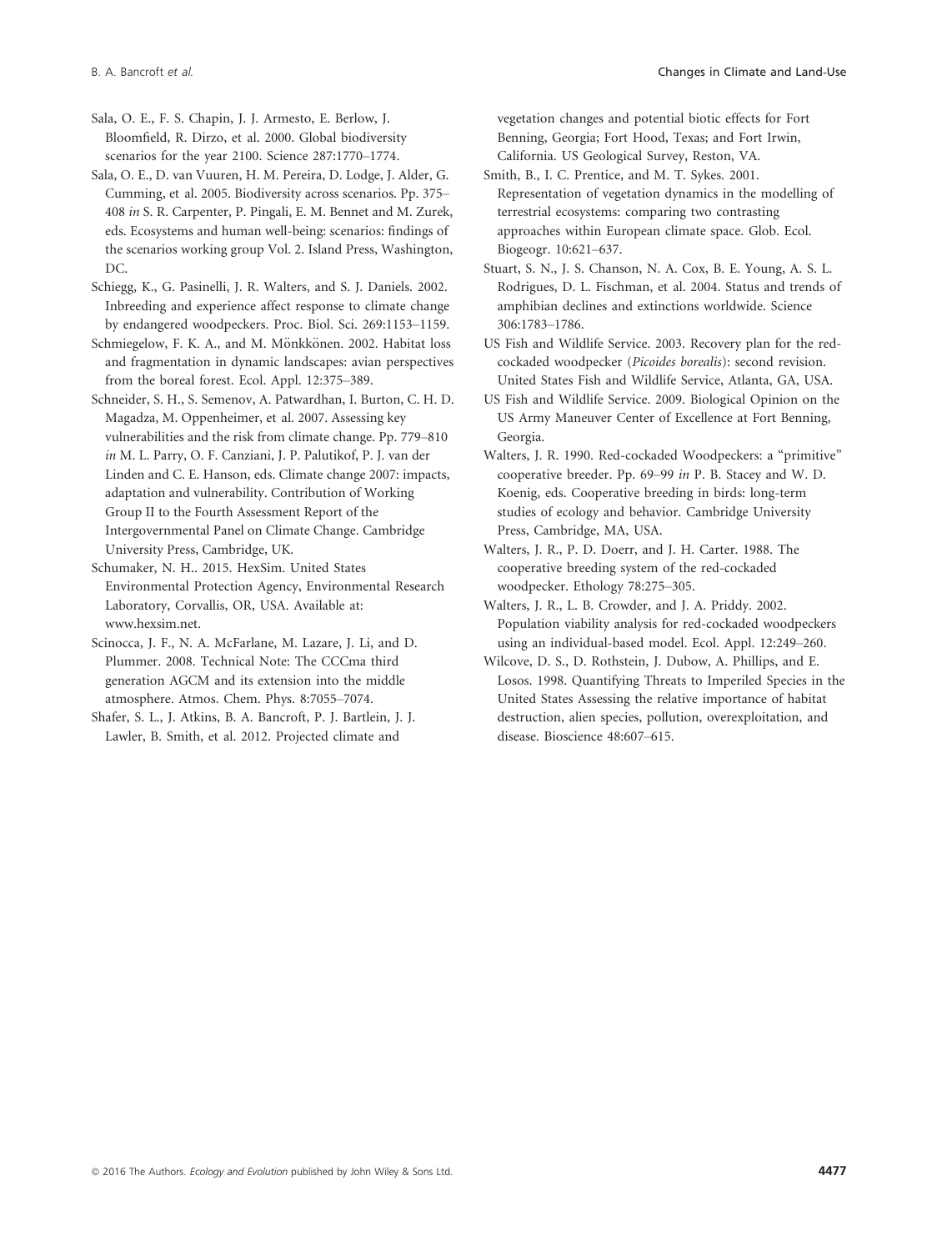Sala, O. E., F. S. Chapin, J. J. Armesto, E. Berlow, J. Bloomfield, R. Dirzo, et al. 2000. Global biodiversity scenarios for the year 2100. Science 287:1770–1774.

Sala, O. E., D. van Vuuren, H. M. Pereira, D. Lodge, J. Alder, G. Cumming, et al. 2005. Biodiversity across scenarios. Pp. 375–408 *in* S. R. Carpenter, P. Pingali, E. M. Bennet and M. Zurek, eds. Ecosystems and human well-being: scenarios: findings of the scenarios working group Vol. 2. Island Press, Washington, DC.

Schiegg, K., G. Pasinelli, J. R. Walters, and S. J. Daniels. 2002. Inbreeding and experience affect response to climate change by endangered woodpeckers. Proc. Biol. Sci. 269:1153–1159.

Schmiegelow, F. K. A., and M. Mönkkönen. 2002. Habitat loss and fragmentation in dynamic landscapes: avian perspectives from the boreal forest. Ecol. Appl. 12:375–389.

Schneider, S. H., S. Semenov, A. Patwardhan, I. Burton, C. H. D. Magadza, M. Oppenheimer, et al. 2007. Assessing key vulnerabilities and the risk from climate change. Pp. 779–810 *in* M. L. Parry, O. F. Canziani, J. P. Palutikof, P. J. van der Linden and C. E. Hanson, eds. Climate change 2007: impacts, adaptation and vulnerability. Contribution of Working Group II to the Fourth Assessment Report of the Intergovernmental Panel on Climate Change. Cambridge University Press, Cambridge, UK.

Schumaker, N. H.. 2015. HexSim. United States Environmental Protection Agency, Environmental Research Laboratory, Corvallis, OR, USA. Available at: www.hexsim.net.

Scinocca, J. F., N. A. McFarlane, M. Lazare, J. Li, and D. Plummer. 2008. Technical Note: The CCCma third generation AGCM and its extension into the middle atmosphere. Atmos. Chem. Phys. 8:7055–7074.

Shafer, S. L., J. Atkins, B. A. Bancroft, P. J. Bartlein, J. J. Lawler, B. Smith, et al. 2012. Projected climate and vegetation changes and potential biotic effects for Fort Benning, Georgia; Fort Hood, Texas; and Fort Irwin, California. US Geological Survey, Reston, VA.

Smith, B., I. C. Prentice, and M. T. Sykes. 2001. Representation of vegetation dynamics in the modelling of terrestrial ecosystems: comparing two contrasting approaches within European climate space. Glob. Ecol. Biogeogr. 10:621–637.

Stuart, S. N., J. S. Chanson, N. A. Cox, B. E. Young, A. S. L. Rodrigues, D. L. Fischman, et al. 2004. Status and trends of amphibian declines and extinctions worldwide. Science 306:1783–1786.

US Fish and Wildlife Service. 2003. Recovery plan for the red-cockaded woodpecker (*Picoides borealis*): second revision. United States Fish and Wildlife Service, Atlanta, GA, USA.

US Fish and Wildlife Service. 2009. Biological Opinion on the US Army Maneuver Center of Excellence at Fort Benning, Georgia.

Walters, J. R. 1990. Red-cockaded Woodpeckers: a "primitive" cooperative breeder. Pp. 69–99 *in* P. B. Stacey and W. D. Koenig, eds. Cooperative breeding in birds: long-term studies of ecology and behavior. Cambridge University Press, Cambridge, MA, USA.

Walters, J. R., P. D. Doerr, and J. H. Carter. 1988. The cooperative breeding system of the red-cockaded woodpecker. Ethology 78:275–305.

Walters, J. R., L. B. Crowder, and J. A. Priddy. 2002. Population viability analysis for red-cockaded woodpeckers using an individual-based model. Ecol. Appl. 12:249–260.

Wilcove, D. S., D. Rothstein, J. Dubow, A. Phillips, and E. Losos. 1998. Quantifying Threats to Imperiled Species in the United States Assessing the relative importance of habitat destruction, alien species, pollution, overexploitation, and disease. Bioscience 48:607–615.